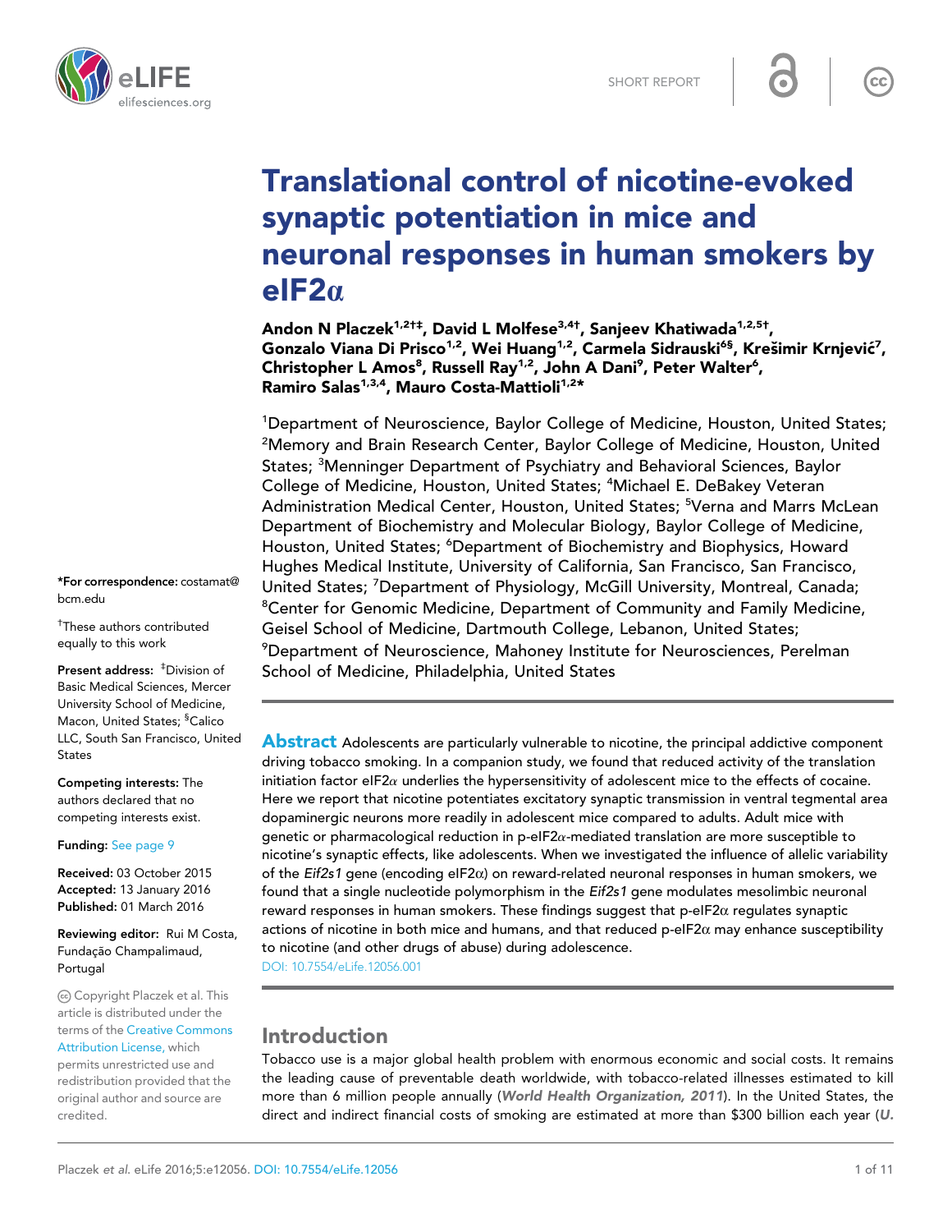SHORT REPORT

# Translational control of nicotine-evoked synaptic potentiation in mice and neuronal responses in human smokers by eIF2α

**Andon N Placzek[1,2†‡], David L Molfese[3,4†], Sanjeev Khatiwada[1,2,5†], Gonzalo Viana Di Prisco[1,2], Wei Huang[1,2], Carmela Sidrauski[6§], Krešimir Krnjević[7], Christopher L Amos[8], Russell Ray[1,2], John A Dani[9], Peter Walter[6], Ramiro Salas[1,3,4], Mauro Costa-Mattioli[1,2*]**

[1]Department of Neuroscience, Baylor College of Medicine, Houston, United States; [2]Memory and Brain Research Center, Baylor College of Medicine, Houston, United States; [3]Menninger Department of Psychiatry and Behavioral Sciences, Baylor College of Medicine, Houston, United States; [4]Michael E. DeBakey Veteran Administration Medical Center, Houston, United States; [5]Verna and Marrs McLean Department of Biochemistry and Molecular Biology, Baylor College of Medicine, Houston, United States; [6]Department of Biochemistry and Biophysics, Howard Hughes Medical Institute, University of California, San Francisco, San Francisco, United States; [7]Department of Physiology, McGill University, Montreal, Canada; [8]Center for Genomic Medicine, Department of Community and Family Medicine, Geisel School of Medicine, Dartmouth College, Lebanon, United States; [9]Department of Neuroscience, Mahoney Institute for Neurosciences, Perelman School of Medicine, Philadelphia, United States

**\*For correspondence:** costamat@bcm.edu

†These authors contributed equally to this work

**Present address:** ‡Division of Basic Medical Sciences, Mercer University School of Medicine, Macon, United States; §Calico LLC, South San Francisco, United States

**Competing interests:** The authors declared that no competing interests exist.

**Funding:** See page 9

**Received:** 03 October 2015
**Accepted:** 13 January 2016
**Published:** 01 March 2016

**Reviewing editor:** Rui M Costa, Fundação Champalimaud, Portugal

Copyright Placzek et al. This article is distributed under the terms of the Creative Commons Attribution License, which permits unrestricted use and redistribution provided that the original author and source are credited.

**Abstract** Adolescents are particularly vulnerable to nicotine, the principal addictive component driving tobacco smoking. In a companion study, we found that reduced activity of the translation initiation factor eIF2α underlies the hypersensitivity of adolescent mice to the effects of cocaine. Here we report that nicotine potentiates excitatory synaptic transmission in ventral tegmental area dopaminergic neurons more readily in adolescent mice compared to adults. Adult mice with genetic or pharmacological reduction in p-eIF2α-mediated translation are more susceptible to nicotine's synaptic effects, like adolescents. When we investigated the influence of allelic variability of the *Eif2s1* gene (encoding eIF2α) on reward-related neuronal responses in human smokers, we found that a single nucleotide polymorphism in the *Eif2s1* gene modulates mesolimbic neuronal reward responses in human smokers. These findings suggest that p-eIF2α regulates synaptic actions of nicotine in both mice and humans, and that reduced p-eIF2α may enhance susceptibility to nicotine (and other drugs of abuse) during adolescence.
DOI: 10.7554/eLife.12056.001

## Introduction

Tobacco use is a major global health problem with enormous economic and social costs. It remains the leading cause of preventable death worldwide, with tobacco-related illnesses estimated to kill more than 6 million people annually (***World Health Organization, 2011***). In the United States, the direct and indirect financial costs of smoking are estimated at more than $300 billion each year (***U.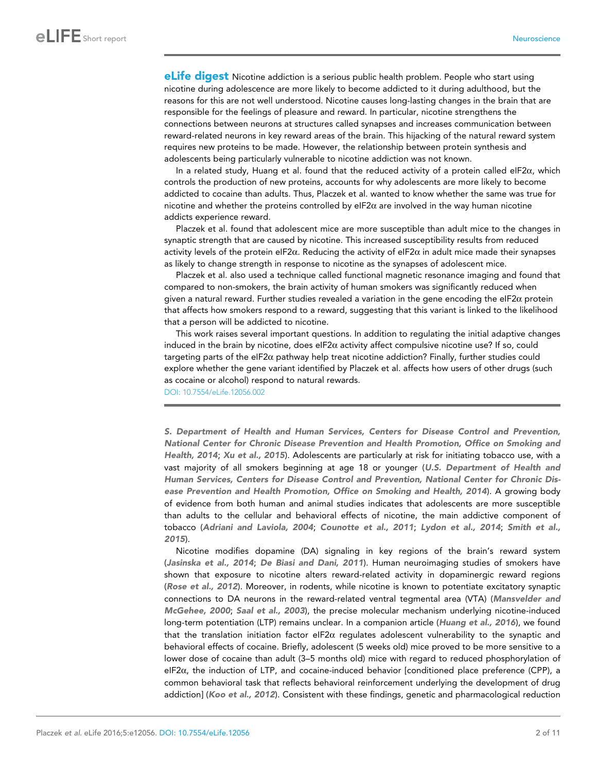**eLife digest** Nicotine addiction is a serious public health problem. People who start using nicotine during adolescence are more likely to become addicted to it during adulthood, but the reasons for this are not well understood. Nicotine causes long-lasting changes in the brain that are responsible for the feelings of pleasure and reward. In particular, nicotine strengthens the connections between neurons at structures called synapses and increases communication between reward-related neurons in key reward areas of the brain. This hijacking of the natural reward system requires new proteins to be made. However, the relationship between protein synthesis and adolescents being particularly vulnerable to nicotine addiction was not known.

In a related study, Huang et al. found that the reduced activity of a protein called eIF2α, which controls the production of new proteins, accounts for why adolescents are more likely to become addicted to cocaine than adults. Thus, Placzek et al. wanted to know whether the same was true for nicotine and whether the proteins controlled by eIF2α are involved in the way human nicotine addicts experience reward.

Placzek et al. found that adolescent mice are more susceptible than adult mice to the changes in synaptic strength that are caused by nicotine. This increased susceptibility results from reduced activity levels of the protein eIF2α. Reducing the activity of eIF2α in adult mice made their synapses as likely to change strength in response to nicotine as the synapses of adolescent mice.

Placzek et al. also used a technique called functional magnetic resonance imaging and found that compared to non-smokers, the brain activity of human smokers was significantly reduced when given a natural reward. Further studies revealed a variation in the gene encoding the eIF2α protein that affects how smokers respond to a reward, suggesting that this variant is linked to the likelihood that a person will be addicted to nicotine.

This work raises several important questions. In addition to regulating the initial adaptive changes induced in the brain by nicotine, does eIF2α activity affect compulsive nicotine use? If so, could targeting parts of the eIF2α pathway help treat nicotine addiction? Finally, further studies could explore whether the gene variant identified by Placzek et al. affects how users of other drugs (such as cocaine or alcohol) respond to natural rewards.

DOI: 10.7554/eLife.12056.002

---

*S. Department of Health and Human Services, Centers for Disease Control and Prevention, National Center for Chronic Disease Prevention and Health Promotion, Office on Smoking and Health, 2014*; *Xu et al., 2015*). Adolescents are particularly at risk for initiating tobacco use, with a vast majority of all smokers beginning at age 18 or younger (*U.S. Department of Health and Human Services, Centers for Disease Control and Prevention, National Center for Chronic Disease Prevention and Health Promotion, Office on Smoking and Health, 2014*). A growing body of evidence from both human and animal studies indicates that adolescents are more susceptible than adults to the cellular and behavioral effects of nicotine, the main addictive component of tobacco (*Adriani and Laviola, 2004*; *Counotte et al., 2011*; *Lydon et al., 2014*; *Smith et al., 2015*).

Nicotine modifies dopamine (DA) signaling in key regions of the brain's reward system (*Jasinska et al., 2014*; *De Biasi and Dani, 2011*). Human neuroimaging studies of smokers have shown that exposure to nicotine alters reward-related activity in dopaminergic reward regions (*Rose et al., 2012*). Moreover, in rodents, while nicotine is known to potentiate excitatory synaptic connections to DA neurons in the reward-related ventral tegmental area (VTA) (*Mansvelder and McGehee, 2000*; *Saal et al., 2003*), the precise molecular mechanism underlying nicotine-induced long-term potentiation (LTP) remains unclear. In a companion article (*Huang et al., 2016*), we found that the translation initiation factor eIF2α regulates adolescent vulnerability to the synaptic and behavioral effects of cocaine. Briefly, adolescent (5 weeks old) mice proved to be more sensitive to a lower dose of cocaine than adult (3–5 months old) mice with regard to reduced phosphorylation of eIF2α, the induction of LTP, and cocaine-induced behavior [conditioned place preference (CPP), a common behavioral task that reflects behavioral reinforcement underlying the development of drug addiction] (*Koo et al., 2012*). Consistent with these findings, genetic and pharmacological reduction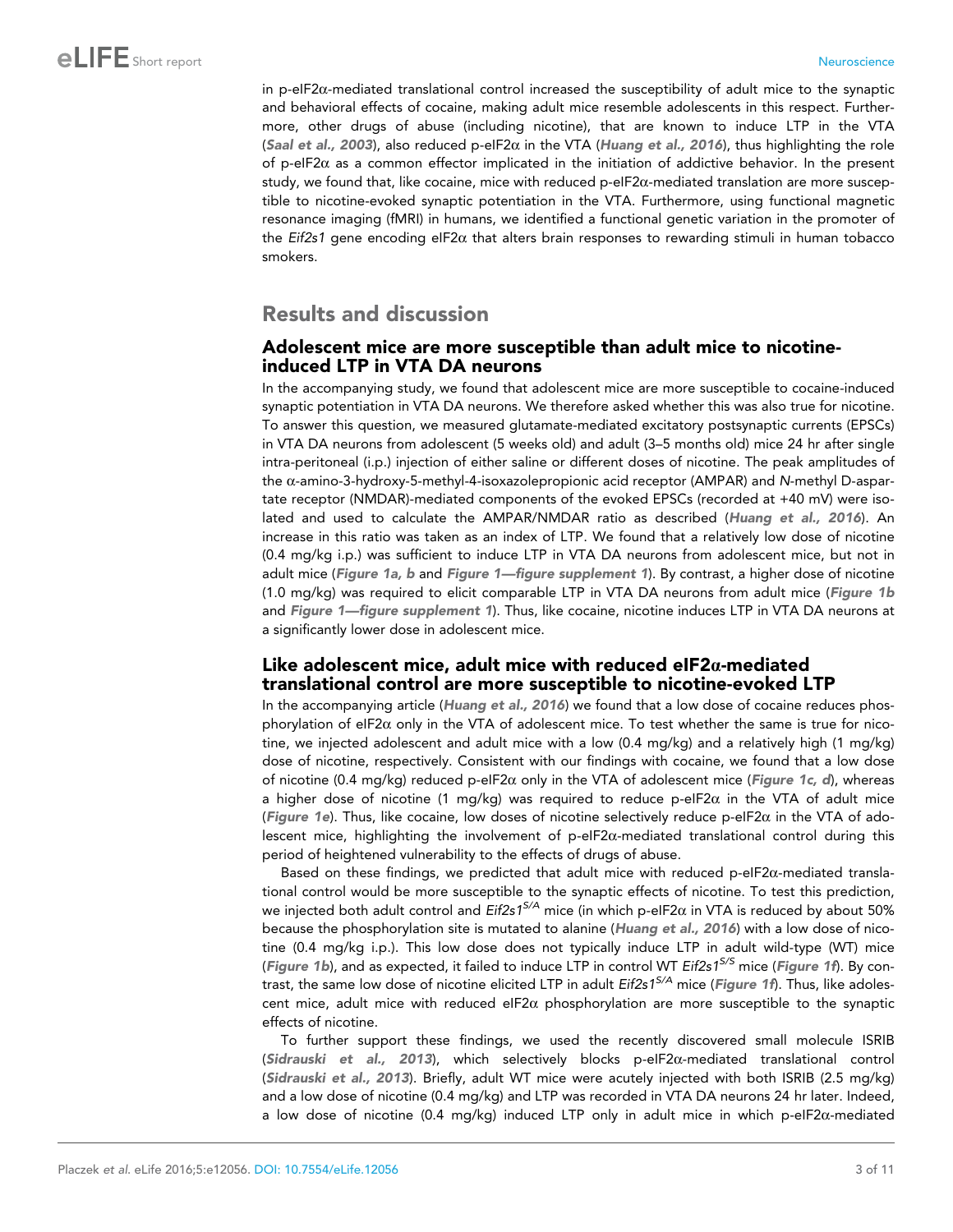in p-eIF2α-mediated translational control increased the susceptibility of adult mice to the synaptic and behavioral effects of cocaine, making adult mice resemble adolescents in this respect. Furthermore, other drugs of abuse (including nicotine), that are known to induce LTP in the VTA (**Saal et al., 2003**), also reduced p-eIF2α in the VTA (**Huang et al., 2016**), thus highlighting the role of p-eIF2α as a common effector implicated in the initiation of addictive behavior. In the present study, we found that, like cocaine, mice with reduced p-eIF2α-mediated translation are more susceptible to nicotine-evoked synaptic potentiation in the VTA. Furthermore, using functional magnetic resonance imaging (fMRI) in humans, we identified a functional genetic variation in the promoter of the *Eif2s1* gene encoding eIF2α that alters brain responses to rewarding stimuli in human tobacco smokers.

## Results and discussion

### Adolescent mice are more susceptible than adult mice to nicotine-induced LTP in VTA DA neurons

In the accompanying study, we found that adolescent mice are more susceptible to cocaine-induced synaptic potentiation in VTA DA neurons. We therefore asked whether this was also true for nicotine. To answer this question, we measured glutamate-mediated excitatory postsynaptic currents (EPSCs) in VTA DA neurons from adolescent (5 weeks old) and adult (3–5 months old) mice 24 hr after single intra-peritoneal (i.p.) injection of either saline or different doses of nicotine. The peak amplitudes of the α-amino-3-hydroxy-5-methyl-4-isoxazolepropionic acid receptor (AMPAR) and *N*-methyl D-aspartate receptor (NMDAR)-mediated components of the evoked EPSCs (recorded at +40 mV) were isolated and used to calculate the AMPAR/NMDAR ratio as described (**Huang et al., 2016**). An increase in this ratio was taken as an index of LTP. We found that a relatively low dose of nicotine (0.4 mg/kg i.p.) was sufficient to induce LTP in VTA DA neurons from adolescent mice, but not in adult mice (**Figure 1a, b** and **Figure 1—figure supplement 1**). By contrast, a higher dose of nicotine (1.0 mg/kg) was required to elicit comparable LTP in VTA DA neurons from adult mice (**Figure 1b** and **Figure 1—figure supplement 1**). Thus, like cocaine, nicotine induces LTP in VTA DA neurons at a significantly lower dose in adolescent mice.

### Like adolescent mice, adult mice with reduced eIF2α-mediated translational control are more susceptible to nicotine-evoked LTP

In the accompanying article (**Huang et al., 2016**) we found that a low dose of cocaine reduces phosphorylation of eIF2α only in the VTA of adolescent mice. To test whether the same is true for nicotine, we injected adolescent and adult mice with a low (0.4 mg/kg) and a relatively high (1 mg/kg) dose of nicotine, respectively. Consistent with our findings with cocaine, we found that a low dose of nicotine (0.4 mg/kg) reduced p-eIF2α only in the VTA of adolescent mice (**Figure 1c, d**), whereas a higher dose of nicotine (1 mg/kg) was required to reduce p-eIF2α in the VTA of adult mice (**Figure 1e**). Thus, like cocaine, low doses of nicotine selectively reduce p-eIF2α in the VTA of adolescent mice, highlighting the involvement of p-eIF2α-mediated translational control during this period of heightened vulnerability to the effects of drugs of abuse.

Based on these findings, we predicted that adult mice with reduced p-eIF2α-mediated translational control would be more susceptible to the synaptic effects of nicotine. To test this prediction, we injected both adult control and *Eif2s1*$^{S/A}$ mice (in which p-eIF2α in VTA is reduced by about 50% because the phosphorylation site is mutated to alanine (**Huang et al., 2016**) with a low dose of nicotine (0.4 mg/kg i.p.). This low dose does not typically induce LTP in adult wild-type (WT) mice (**Figure 1b**), and as expected, it failed to induce LTP in control WT *Eif2s1*$^{S/S}$ mice (**Figure 1f**). By contrast, the same low dose of nicotine elicited LTP in adult *Eif2s1*$^{S/A}$ mice (**Figure 1f**). Thus, like adolescent mice, adult mice with reduced eIF2α phosphorylation are more susceptible to the synaptic effects of nicotine.

To further support these findings, we used the recently discovered small molecule ISRIB (**Sidrauski et al., 2013**), which selectively blocks p-eIF2α-mediated translational control (**Sidrauski et al., 2013**). Briefly, adult WT mice were acutely injected with both ISRIB (2.5 mg/kg) and a low dose of nicotine (0.4 mg/kg) and LTP was recorded in VTA DA neurons 24 hr later. Indeed, a low dose of nicotine (0.4 mg/kg) induced LTP only in adult mice in which p-eIF2α-mediated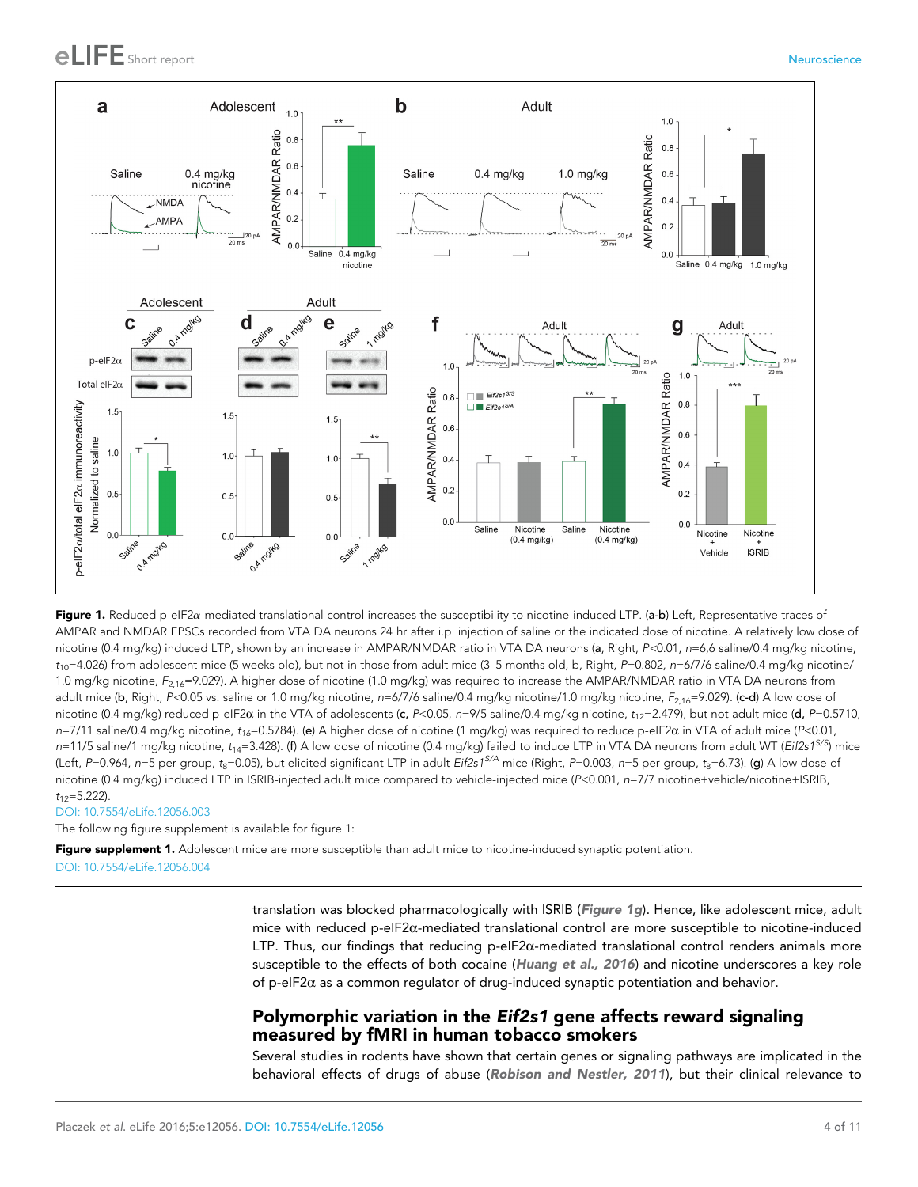**Figure 1.** Reduced p-eIF2α-mediated translational control increases the susceptibility to nicotine-induced LTP. (**a-b**) Left, Representative traces of AMPAR and NMDAR EPSCs recorded from VTA DA neurons 24 hr after i.p. injection of saline or the indicated dose of nicotine. A relatively low dose of nicotine (0.4 mg/kg) induced LTP, shown by an increase in AMPAR/NMDAR ratio in VTA DA neurons (**a**, Right, $P<0.01$, $n=6,6$ saline/0.4 mg/kg nicotine, $t_{10}=4.026$) from adolescent mice (5 weeks old), but not in those from adult mice (3–5 months old, **b**, Right, $P=0.802$, $n=6/7/6$ saline/0.4 mg/kg nicotine/1.0 mg/kg nicotine, $F_{2,16}=9.029$). A higher dose of nicotine (1.0 mg/kg) was required to increase the AMPAR/NMDAR ratio in VTA DA neurons from adult mice (**b**, Right, $P<0.05$ vs. saline or 1.0 mg/kg nicotine, $n=6/7/6$ saline/0.4 mg/kg nicotine/1.0 mg/kg nicotine, $F_{2,16}=9.029$). (**c-d**) A low dose of nicotine (0.4 mg/kg) reduced p-eIF2α in the VTA of adolescents (**c**, $P<0.05$, $n=9/5$ saline/0.4 mg/kg nicotine, $t_{12}=2.479$), but not adult mice (**d**, $P=0.5710$, $n=7/11$ saline/0.4 mg/kg nicotine, $t_{16}=0.5784$). (**e**) A higher dose of nicotine (1 mg/kg) was required to reduce p-eIF2α in VTA of adult mice ($P<0.01$, $n=11/5$ saline/1 mg/kg nicotine, $t_{14}=3.428$). (**f**) A low dose of nicotine (0.4 mg/kg) failed to induce LTP in VTA DA neurons from adult WT (*Eif2s1*$^{S/S}$) mice (Left, $P=0.964$, $n=5$ per group, $t_8=0.05$), but elicited significant LTP in adult *Eif2s1*$^{S/A}$ mice (Right, $P=0.003$, $n=5$ per group, $t_8=6.73$). (**g**) A low dose of nicotine (0.4 mg/kg) induced LTP in ISRIB-injected adult mice compared to vehicle-injected mice ($P<0.001$, $n=7/7$ nicotine+vehicle/nicotine+ISRIB, $t_{12}=5.222$).

DOI: 10.7554/eLife.12056.003

The following figure supplement is available for figure 1:

**Figure supplement 1.** Adolescent mice are more susceptible than adult mice to nicotine-induced synaptic potentiation.

DOI: 10.7554/eLife.12056.004

translation was blocked pharmacologically with ISRIB (*Figure 1g*). Hence, like adolescent mice, adult mice with reduced p-eIF2α-mediated translational control are more susceptible to nicotine-induced LTP. Thus, our findings that reducing p-eIF2α-mediated translational control renders animals more susceptible to the effects of both cocaine (*Huang et al., 2016*) and nicotine underscores a key role of p-eIF2α as a common regulator of drug-induced synaptic potentiation and behavior.

## Polymorphic variation in the *Eif2s1* gene affects reward signaling measured by fMRI in human tobacco smokers

Several studies in rodents have shown that certain genes or signaling pathways are implicated in the behavioral effects of drugs of abuse (*Robison and Nestler, 2011*), but their clinical relevance to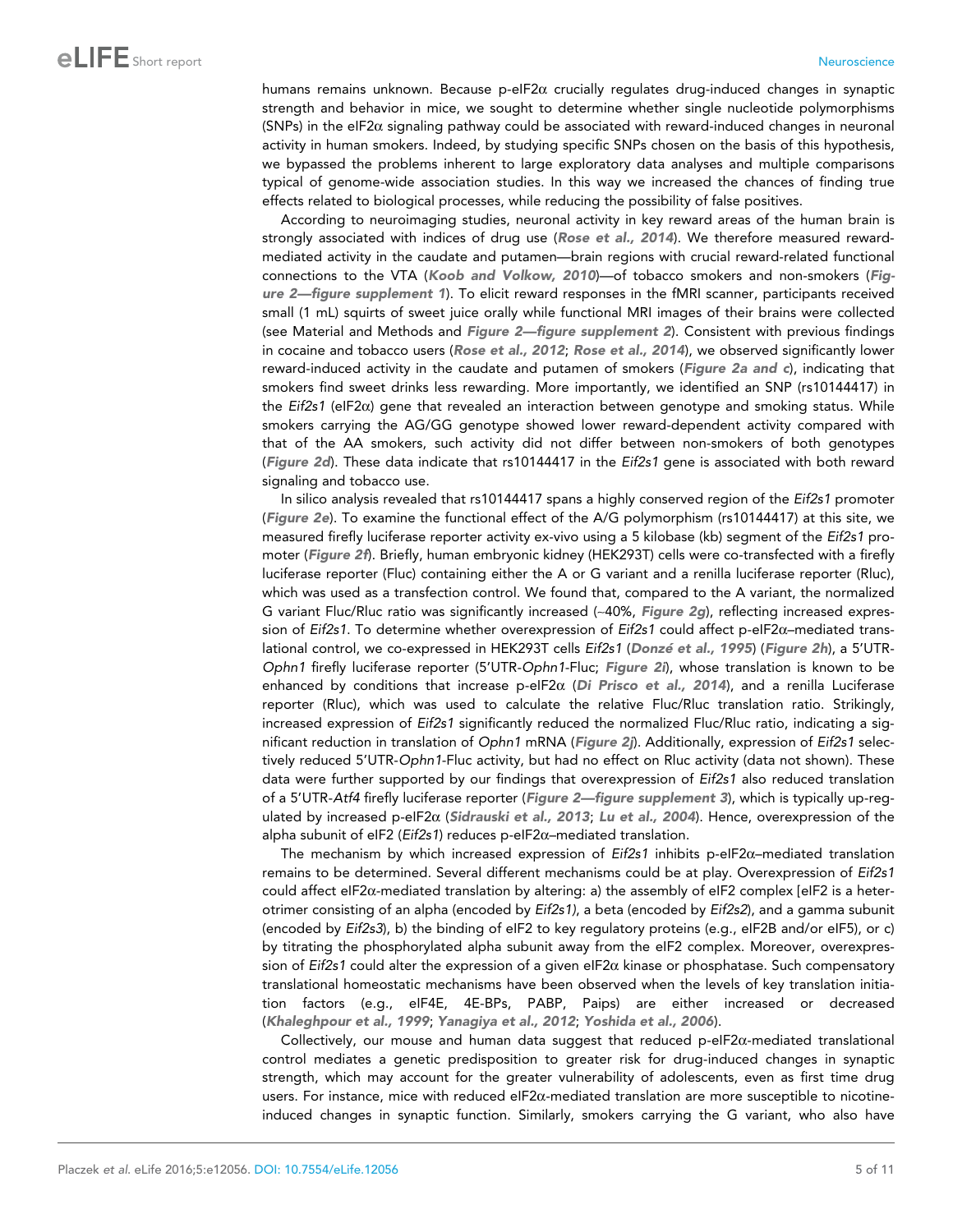humans remains unknown. Because p-eIF2α crucially regulates drug-induced changes in synaptic strength and behavior in mice, we sought to determine whether single nucleotide polymorphisms (SNPs) in the eIF2α signaling pathway could be associated with reward-induced changes in neuronal activity in human smokers. Indeed, by studying specific SNPs chosen on the basis of this hypothesis, we bypassed the problems inherent to large exploratory data analyses and multiple comparisons typical of genome-wide association studies. In this way we increased the chances of finding true effects related to biological processes, while reducing the possibility of false positives.

According to neuroimaging studies, neuronal activity in key reward areas of the human brain is strongly associated with indices of drug use (*Rose et al., 2014*). We therefore measured reward-mediated activity in the caudate and putamen—brain regions with crucial reward-related functional connections to the VTA (*Koob and Volkow, 2010*)—of tobacco smokers and non-smokers (*Figure 2—figure supplement 1*). To elicit reward responses in the fMRI scanner, participants received small (1 mL) squirts of sweet juice orally while functional MRI images of their brains were collected (see Material and Methods and *Figure 2—figure supplement 2*). Consistent with previous findings in cocaine and tobacco users (*Rose et al., 2012*; *Rose et al., 2014*), we observed significantly lower reward-induced activity in the caudate and putamen of smokers (*Figure 2a and c*), indicating that smokers find sweet drinks less rewarding. More importantly, we identified an SNP (rs10144417) in the *Eif2s1* (eIF2α) gene that revealed an interaction between genotype and smoking status. While smokers carrying the AG/GG genotype showed lower reward-dependent activity compared with that of the AA smokers, such activity did not differ between non-smokers of both genotypes (*Figure 2d*). These data indicate that rs10144417 in the *Eif2s1* gene is associated with both reward signaling and tobacco use.

In silico analysis revealed that rs10144417 spans a highly conserved region of the *Eif2s1* promoter (*Figure 2e*). To examine the functional effect of the A/G polymorphism (rs10144417) at this site, we measured firefly luciferase reporter activity ex-vivo using a 5 kilobase (kb) segment of the *Eif2s1* promoter (*Figure 2f*). Briefly, human embryonic kidney (HEK293T) cells were co-transfected with a firefly luciferase reporter (Fluc) containing either the A or G variant and a renilla luciferase reporter (Rluc), which was used as a transfection control. We found that, compared to the A variant, the normalized G variant Fluc/Rluc ratio was significantly increased (~40%, *Figure 2g*), reflecting increased expression of *Eif2s1*. To determine whether overexpression of *Eif2s1* could affect p-eIF2α–mediated translational control, we co-expressed in HEK293T cells *Eif2s1* (*Donzé et al., 1995*) (*Figure 2h*), a 5′UTR-*Ophn1* firefly luciferase reporter (5′UTR-*Ophn1*-Fluc; *Figure 2i*), whose translation is known to be enhanced by conditions that increase p-eIF2α (*Di Prisco et al., 2014*), and a renilla Luciferase reporter (Rluc), which was used to calculate the relative Fluc/Rluc translation ratio. Strikingly, increased expression of *Eif2s1* significantly reduced the normalized Fluc/Rluc ratio, indicating a significant reduction in translation of *Ophn1* mRNA (*Figure 2j*). Additionally, expression of *Eif2s1* selectively reduced 5′UTR-*Ophn1*-Fluc activity, but had no effect on Rluc activity (data not shown). These data were further supported by our findings that overexpression of *Eif2s1* also reduced translation of a 5′UTR-*Atf4* firefly luciferase reporter (*Figure 2—figure supplement 3*), which is typically up-regulated by increased p-eIF2α (*Sidrauski et al., 2013*; *Lu et al., 2004*). Hence, overexpression of the alpha subunit of eIF2 (*Eif2s1*) reduces p-eIF2α–mediated translation.

The mechanism by which increased expression of *Eif2s1* inhibits p-eIF2α–mediated translation remains to be determined. Several different mechanisms could be at play. Overexpression of *Eif2s1* could affect eIF2α-mediated translation by altering: a) the assembly of eIF2 complex [eIF2 is a heterotrimer consisting of an alpha (encoded by *Eif2s1)*, a beta (encoded by *Eif2s2*), and a gamma subunit (encoded by *Eif2s3*), b) the binding of eIF2 to key regulatory proteins (e.g., eIF2B and/or eIF5), or c) by titrating the phosphorylated alpha subunit away from the eIF2 complex. Moreover, overexpression of *Eif2s1* could alter the expression of a given eIF2α kinase or phosphatase. Such compensatory translational homeostatic mechanisms have been observed when the levels of key translation initiation factors (e.g., eIF4E, 4E-BPs, PABP, Paips) are either increased or decreased (*Khaleghpour et al., 1999*; *Yanagiya et al., 2012*; *Yoshida et al., 2006*).

Collectively, our mouse and human data suggest that reduced p-eIF2α-mediated translational control mediates a genetic predisposition to greater risk for drug-induced changes in synaptic strength, which may account for the greater vulnerability of adolescents, even as first time drug users. For instance, mice with reduced eIF2α-mediated translation are more susceptible to nicotine-induced changes in synaptic function. Similarly, smokers carrying the G variant, who also have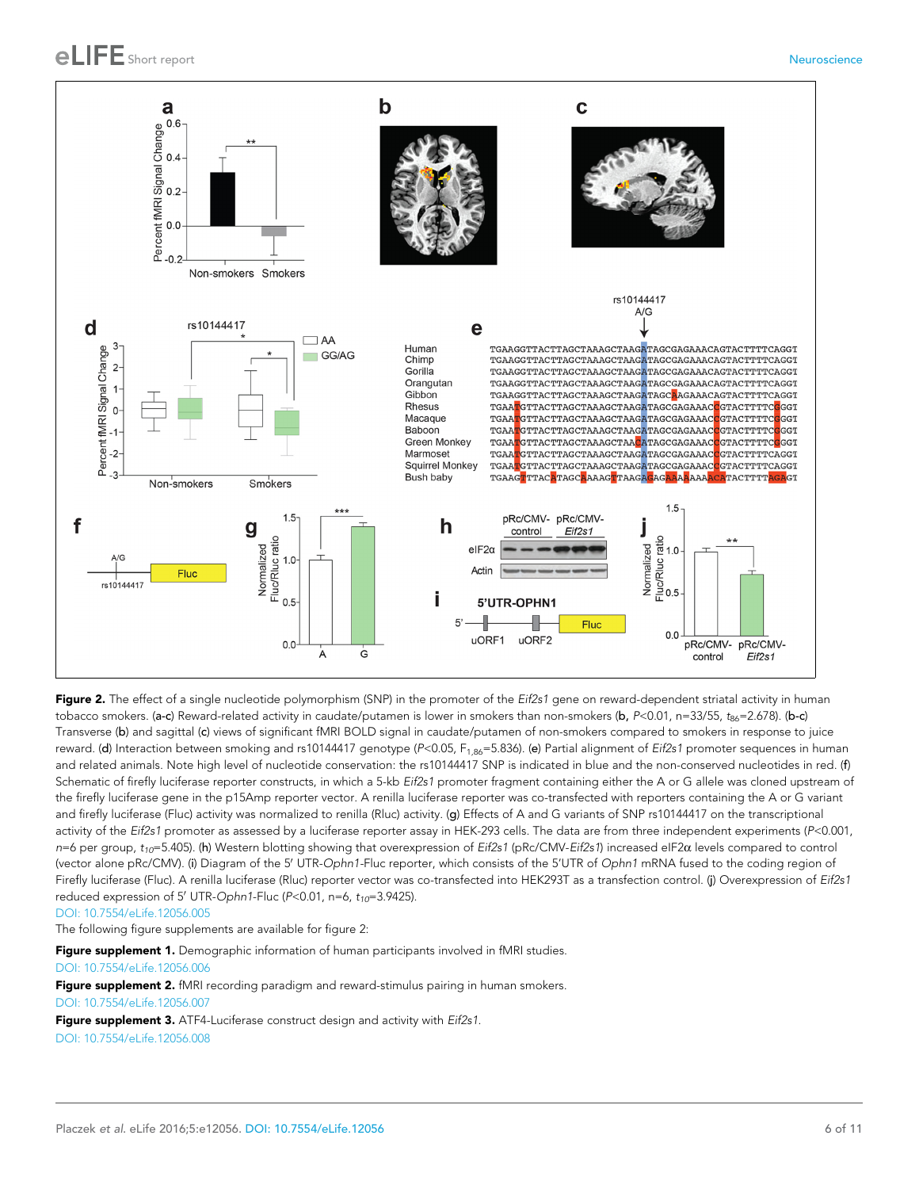**Figure 2.** The effect of a single nucleotide polymorphism (SNP) in the promoter of the *Eif2s1* gene on reward-dependent striatal activity in human tobacco smokers. (**a-c**) Reward-related activity in caudate/putamen is lower in smokers than non-smokers (**b**, $P<0.01$, n=33/55, $t_{86}=2.678$). (**b-c**) Transverse (**b**) and sagittal (**c**) views of significant fMRI BOLD signal in caudate/putamen of non-smokers compared to smokers in response to juice reward. (**d**) Interaction between smoking and rs10144417 genotype ($P<0.05$, $F_{1,86}=5.836$). (**e**) Partial alignment of *Eif2s1* promoter sequences in human and related animals. Note high level of nucleotide conservation: the rs10144417 SNP is indicated in blue and the non-conserved nucleotides in red. (**f**) Schematic of firefly luciferase reporter constructs, in which a 5-kb *Eif2s1* promoter fragment containing either the A or G allele was cloned upstream of the firefly luciferase gene in the p15Amp reporter vector. A renilla luciferase reporter was co-transfected with reporters containing the A or G variant and firefly luciferase (Fluc) activity was normalized to renilla (Rluc) activity. (**g**) Effects of A and G variants of SNP rs10144417 on the transcriptional activity of the *Eif2s1* promoter as assessed by a luciferase reporter assay in HEK-293 cells. The data are from three independent experiments ($P<0.001$, $n=6$ per group, $t_{10}=5.405$). (**h**) Western blotting showing that overexpression of *Eif2s1* (pRc/CMV-*Eif2s1*) increased eIF2α levels compared to control (vector alone pRc/CMV). (**i**) Diagram of the 5′ UTR-*Ophn1*-Fluc reporter, which consists of the 5′UTR of *Ophn1* mRNA fused to the coding region of Firefly luciferase (Fluc). A renilla luciferase (Rluc) reporter vector was co-transfected into HEK293T as a transfection control. (**j**) Overexpression of *Eif2s1* reduced expression of 5′ UTR-*Ophn1*-Fluc ($P<0.01$, n=6, $t_{10}=3.9425$).

DOI: 10.7554/eLife.12056.005

The following figure supplements are available for figure 2:

**Figure supplement 1.** Demographic information of human participants involved in fMRI studies.

DOI: 10.7554/eLife.12056.006

**Figure supplement 2.** fMRI recording paradigm and reward-stimulus pairing in human smokers.

DOI: 10.7554/eLife.12056.007

**Figure supplement 3.** ATF4-Luciferase construct design and activity with *Eif2s1*.

DOI: 10.7554/eLife.12056.008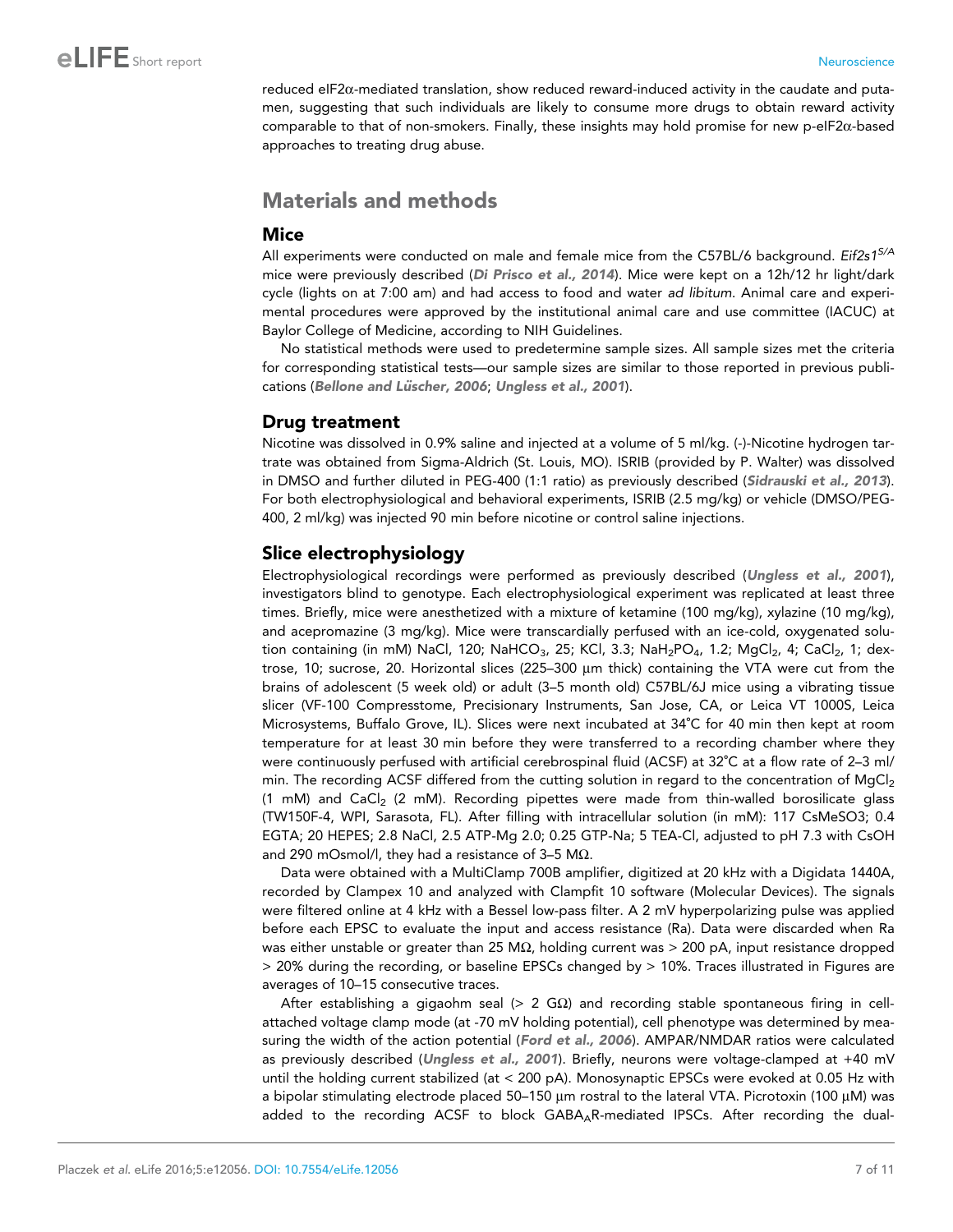reduced eIF2α-mediated translation, show reduced reward-induced activity in the caudate and putamen, suggesting that such individuals are likely to consume more drugs to obtain reward activity comparable to that of non-smokers. Finally, these insights may hold promise for new p-eIF2α-based approaches to treating drug abuse.

## Materials and methods

### Mice

All experiments were conducted on male and female mice from the C57BL/6 background. *Eif2s1*$^{S/A}$ mice were previously described (***Di Prisco et al., 2014***). Mice were kept on a 12h/12 hr light/dark cycle (lights on at 7:00 am) and had access to food and water *ad libitum*. Animal care and experimental procedures were approved by the institutional animal care and use committee (IACUC) at Baylor College of Medicine, according to NIH Guidelines.

No statistical methods were used to predetermine sample sizes. All sample sizes met the criteria for corresponding statistical tests—our sample sizes are similar to those reported in previous publications (***Bellone and Lüscher, 2006***; ***Ungless et al., 2001***).

### Drug treatment

Nicotine was dissolved in 0.9% saline and injected at a volume of 5 ml/kg. (-)-Nicotine hydrogen tartrate was obtained from Sigma-Aldrich (St. Louis, MO). ISRIB (provided by P. Walter) was dissolved in DMSO and further diluted in PEG-400 (1:1 ratio) as previously described (***Sidrauski et al., 2013***). For both electrophysiological and behavioral experiments, ISRIB (2.5 mg/kg) or vehicle (DMSO/PEG-400, 2 ml/kg) was injected 90 min before nicotine or control saline injections.

### Slice electrophysiology

Electrophysiological recordings were performed as previously described (***Ungless et al., 2001***), investigators blind to genotype. Each electrophysiological experiment was replicated at least three times. Briefly, mice were anesthetized with a mixture of ketamine (100 mg/kg), xylazine (10 mg/kg), and acepromazine (3 mg/kg). Mice were transcardially perfused with an ice-cold, oxygenated solution containing (in mM) NaCl, 120; $NaHCO_3$, 25; KCl, 3.3; $NaH_2PO_4$, 1.2; $MgCl_2$, 4; $CaCl_2$, 1; dextrose, 10; sucrose, 20. Horizontal slices (225–300 µm thick) containing the VTA were cut from the brains of adolescent (5 week old) or adult (3–5 month old) C57BL/6J mice using a vibrating tissue slicer (VF-100 Compresstome, Precisionary Instruments, San Jose, CA, or Leica VT 1000S, Leica Microsystems, Buffalo Grove, IL). Slices were next incubated at 34˚C for 40 min then kept at room temperature for at least 30 min before they were transferred to a recording chamber where they were continuously perfused with artificial cerebrospinal fluid (ACSF) at 32˚C at a flow rate of 2–3 ml/min. The recording ACSF differed from the cutting solution in regard to the concentration of $MgCl_2$ (1 mM) and $CaCl_2$ (2 mM). Recording pipettes were made from thin-walled borosilicate glass (TW150F-4, WPI, Sarasota, FL). After filling with intracellular solution (in mM): 117 CsMeSO3; 0.4 EGTA; 20 HEPES; 2.8 NaCl, 2.5 ATP-Mg 2.0; 0.25 GTP-Na; 5 TEA-Cl, adjusted to pH 7.3 with CsOH and 290 mOsmol/l, they had a resistance of 3–5 MΩ.

Data were obtained with a MultiClamp 700B amplifier, digitized at 20 kHz with a Digidata 1440A, recorded by Clampex 10 and analyzed with Clampfit 10 software (Molecular Devices). The signals were filtered online at 4 kHz with a Bessel low-pass filter. A 2 mV hyperpolarizing pulse was applied before each EPSC to evaluate the input and access resistance (Ra). Data were discarded when Ra was either unstable or greater than 25 MΩ, holding current was > 200 pA, input resistance dropped > 20% during the recording, or baseline EPSCs changed by > 10%. Traces illustrated in Figures are averages of 10–15 consecutive traces.

After establishing a gigaohm seal (> 2 GΩ) and recording stable spontaneous firing in cell-attached voltage clamp mode (at -70 mV holding potential), cell phenotype was determined by measuring the width of the action potential (***Ford et al., 2006***). AMPAR/NMDAR ratios were calculated as previously described (***Ungless et al., 2001***). Briefly, neurons were voltage-clamped at +40 mV until the holding current stabilized (at < 200 pA). Monosynaptic EPSCs were evoked at 0.05 Hz with a bipolar stimulating electrode placed 50–150 µm rostral to the lateral VTA. Picrotoxin (100 µM) was added to the recording ACSF to block $GABA_AR$-mediated IPSCs. After recording the dual-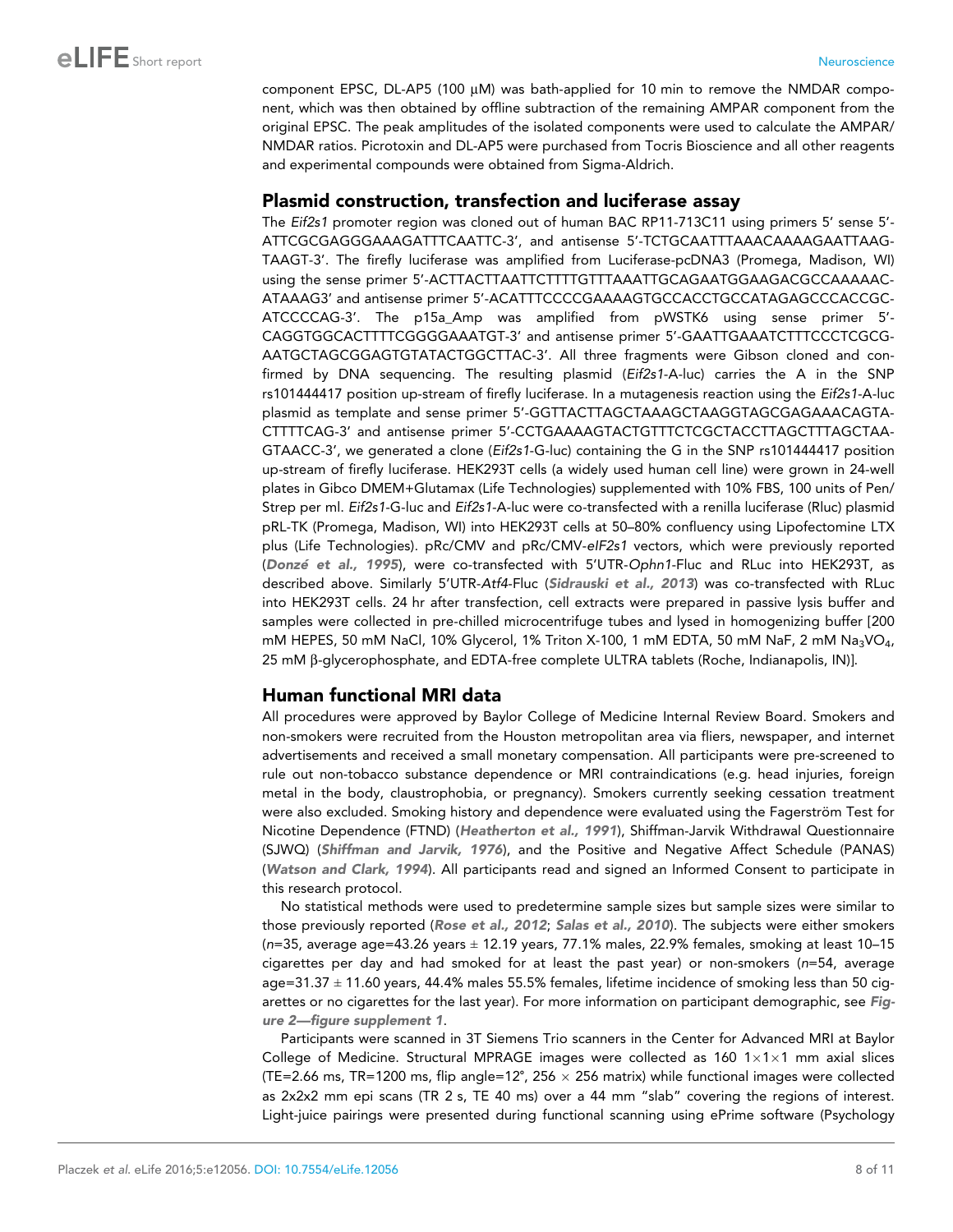component EPSC, DL-AP5 (100 μM) was bath-applied for 10 min to remove the NMDAR component, which was then obtained by offline subtraction of the remaining AMPAR component from the original EPSC. The peak amplitudes of the isolated components were used to calculate the AMPAR/NMDAR ratios. Picrotoxin and DL-AP5 were purchased from Tocris Bioscience and all other reagents and experimental compounds were obtained from Sigma-Aldrich.

## Plasmid construction, transfection and luciferase assay

The *Eif2s1* promoter region was cloned out of human BAC RP11-713C11 using primers 5′ sense 5′-ATTCGCGAGGGAAAGATTTCAATTC-3′, and antisense 5′-TCTGCAATTTAAACAAAAGAATTAAGTAAGT-3′. The firefly luciferase was amplified from Luciferase-pcDNA3 (Promega, Madison, WI) using the sense primer 5′-ACTTACTTAATTCTTTTGTTTAAATTGCAGAATGGAAGACGCCAAAAACATAAAG3′ and antisense primer 5′-ACATTTCCCCGAAAAGTGCCACCTGCCATAGAGCCCACCGCATCCCCAG-3′. The p15a_Amp was amplified from pWSTK6 using sense primer 5′-CAGGTGGCACTTTTCGGGGAAATGT-3′ and antisense primer 5′-GAATTGAAATCTTTCCCTCGCGAATGCTAGCGGAGTGTATACTGGCTTAC-3′. All three fragments were Gibson cloned and confirmed by DNA sequencing. The resulting plasmid (*Eif2s1*-A-luc) carries the A in the SNP rs101444417 position up-stream of firefly luciferase. In a mutagenesis reaction using the *Eif2s1*-A-luc plasmid as template and sense primer 5′-GGTTACTTAGCTAAAGCTAAGGTAGCGAGAAACAGTACTTTTCAG-3′ and antisense primer 5′-CCTGAAAAGTACTGTTTCTCGCTACCTTAGCTTTAGCTAAGTAACC-3′, we generated a clone (*Eif2s1*-G-luc) containing the G in the SNP rs101444417 position up-stream of firefly luciferase. HEK293T cells (a widely used human cell line) were grown in 24-well plates in Gibco DMEM+Glutamax (Life Technologies) supplemented with 10% FBS, 100 units of Pen/Strep per ml. *Eif2s1*-G-luc and *Eif2s1*-A-luc were co-transfected with a renilla luciferase (Rluc) plasmid pRL-TK (Promega, Madison, WI) into HEK293T cells at 50–80% confluency using Lipofectomine LTX plus (Life Technologies). pRc/CMV and pRc/CMV-*eIF2s1* vectors, which were previously reported (**Donzé et al., 1995**), were co-transfected with 5′UTR-*Ophn1*-Fluc and RLuc into HEK293T, as described above. Similarly 5′UTR-*Atf4*-Fluc (**Sidrauski et al., 2013**) was co-transfected with RLuc into HEK293T cells. 24 hr after transfection, cell extracts were prepared in passive lysis buffer and samples were collected in pre-chilled microcentrifuge tubes and lysed in homogenizing buffer [200 mM HEPES, 50 mM NaCl, 10% Glycerol, 1% Triton X-100, 1 mM EDTA, 50 mM NaF, 2 mM $Na_3VO_4$, 25 mM β-glycerophosphate, and EDTA-free complete ULTRA tablets (Roche, Indianapolis, IN)].

## Human functional MRI data

All procedures were approved by Baylor College of Medicine Internal Review Board. Smokers and non-smokers were recruited from the Houston metropolitan area via fliers, newspaper, and internet advertisements and received a small monetary compensation. All participants were pre-screened to rule out non-tobacco substance dependence or MRI contraindications (e.g. head injuries, foreign metal in the body, claustrophobia, or pregnancy). Smokers currently seeking cessation treatment were also excluded. Smoking history and dependence were evaluated using the Fagerström Test for Nicotine Dependence (FTND) (**Heatherton et al., 1991**), Shiffman-Jarvik Withdrawal Questionnaire (SJWQ) (**Shiffman and Jarvik, 1976**), and the Positive and Negative Affect Schedule (PANAS) (**Watson and Clark, 1994**). All participants read and signed an Informed Consent to participate in this research protocol.

No statistical methods were used to predetermine sample sizes but sample sizes were similar to those previously reported (**Rose et al., 2012**; **Salas et al., 2010**). The subjects were either smokers ($n$=35, average age=43.26 years ± 12.19 years, 77.1% males, 22.9% females, smoking at least 10–15 cigarettes per day and had smoked for at least the past year) or non-smokers ($n$=54, average age=31.37 ± 11.60 years, 44.4% males 55.5% females, lifetime incidence of smoking less than 50 cigarettes or no cigarettes for the last year). For more information on participant demographic, see **Figure 2—figure supplement 1**.

Participants were scanned in 3T Siemens Trio scanners in the Center for Advanced MRI at Baylor College of Medicine. Structural MPRAGE images were collected as 160 1×1×1 mm axial slices (TE=2.66 ms, TR=1200 ms, flip angle=12°, 256 × 256 matrix) while functional images were collected as 2x2x2 mm epi scans (TR 2 s, TE 40 ms) over a 44 mm "slab" covering the regions of interest. Light-juice pairings were presented during functional scanning using ePrime software (Psychology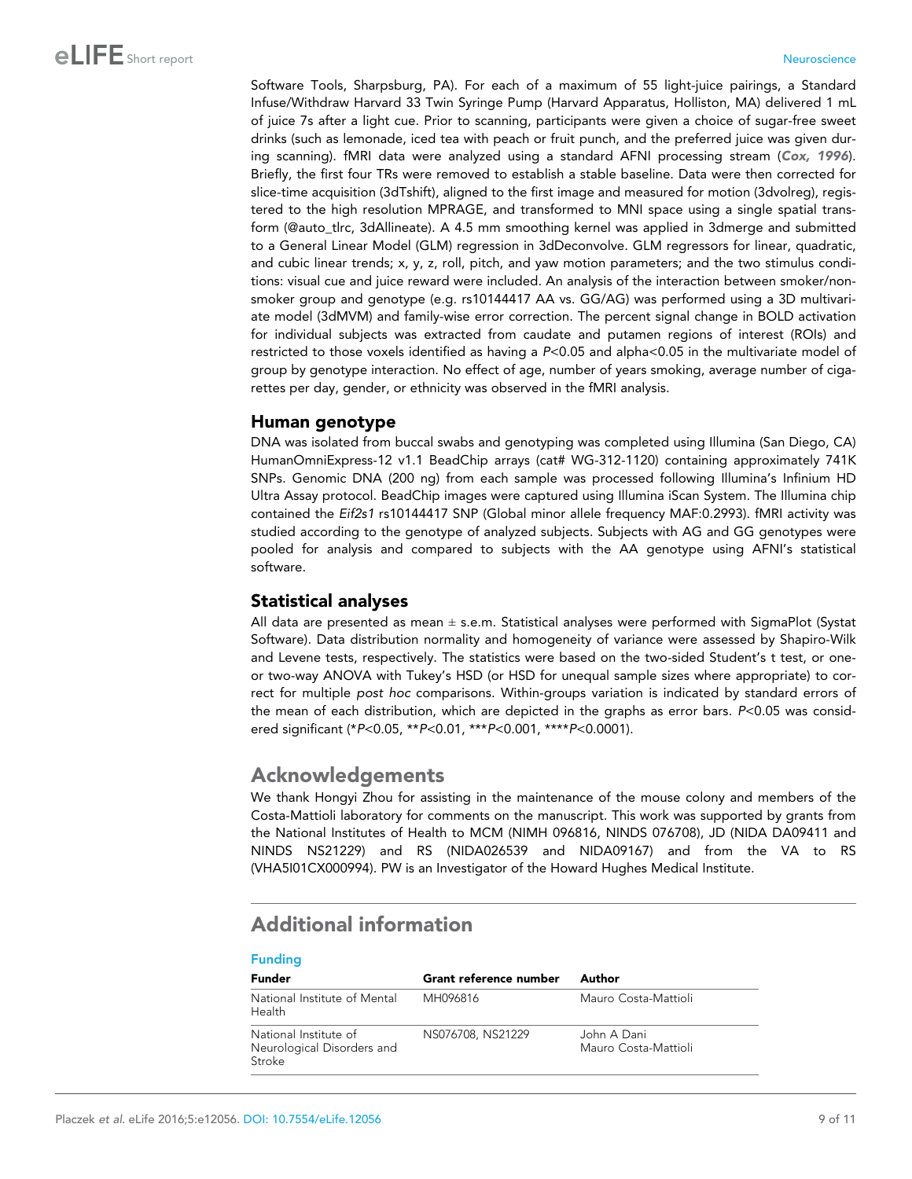Software Tools, Sharpsburg, PA). For each of a maximum of 55 light-juice pairings, a Standard Infuse/Withdraw Harvard 33 Twin Syringe Pump (Harvard Apparatus, Holliston, MA) delivered 1 mL of juice 7s after a light cue. Prior to scanning, participants were given a choice of sugar-free sweet drinks (such as lemonade, iced tea with peach or fruit punch, and the preferred juice was given during scanning). fMRI data were analyzed using a standard AFNI processing stream (**Cox, 1996**). Briefly, the first four TRs were removed to establish a stable baseline. Data were then corrected for slice-time acquisition (3dTshift), aligned to the first image and measured for motion (3dvolreg), registered to the high resolution MPRAGE, and transformed to MNI space using a single spatial transform (@auto_tlrc, 3dAllineate). A 4.5 mm smoothing kernel was applied in 3dmerge and submitted to a General Linear Model (GLM) regression in 3dDeconvolve. GLM regressors for linear, quadratic, and cubic linear trends; x, y, z, roll, pitch, and yaw motion parameters; and the two stimulus conditions: visual cue and juice reward were included. An analysis of the interaction between smoker/non-smoker group and genotype (e.g. rs10144417 AA vs. GG/AG) was performed using a 3D multivariate model (3dMVM) and family-wise error correction. The percent signal change in BOLD activation for individual subjects was extracted from caudate and putamen regions of interest (ROIs) and restricted to those voxels identified as having a $P<0.05$ and alpha<0.05 in the multivariate model of group by genotype interaction. No effect of age, number of years smoking, average number of cigarettes per day, gender, or ethnicity was observed in the fMRI analysis.

## Human genotype

DNA was isolated from buccal swabs and genotyping was completed using Illumina (San Diego, CA) HumanOmniExpress-12 v1.1 BeadChip arrays (cat# WG-312-1120) containing approximately 741K SNPs. Genomic DNA (200 ng) from each sample was processed following Illumina's Infinium HD Ultra Assay protocol. BeadChip images were captured using Illumina iScan System. The Illumina chip contained the *Eif2s1* rs10144417 SNP (Global minor allele frequency MAF:0.2993). fMRI activity was studied according to the genotype of analyzed subjects. Subjects with AG and GG genotypes were pooled for analysis and compared to subjects with the AA genotype using AFNI's statistical software.

## Statistical analyses

All data are presented as mean ± s.e.m. Statistical analyses were performed with SigmaPlot (Systat Software). Data distribution normality and homogeneity of variance were assessed by Shapiro-Wilk and Levene tests, respectively. The statistics were based on the two-sided Student's t test, or one- or two-way ANOVA with Tukey's HSD (or HSD for unequal sample sizes where appropriate) to correct for multiple *post hoc* comparisons. Within-groups variation is indicated by standard errors of the mean of each distribution, which are depicted in the graphs as error bars. $P<0.05$ was considered significant (\*$P<0.05$, \*\*$P<0.01$, \*\*\*$P<0.001$, \*\*\*\*$P<0.0001$).

# Acknowledgements

We thank Hongyi Zhou for assisting in the maintenance of the mouse colony and members of the Costa-Mattioli laboratory for comments on the manuscript. This work was supported by grants from the National Institutes of Health to MCM (NIMH 096816, NINDS 076708), JD (NIDA DA09411 and NINDS NS21229) and RS (NIDA026539 and NIDA09167) and from the VA to RS (VHA5I01CX000994). PW is an Investigator of the Howard Hughes Medical Institute.

# Additional information

### Funding

| Funder | Grant reference number | Author |
|---|---|---|
| National Institute of Mental Health | MH096816 | Mauro Costa-Mattioli |
| National Institute of Neurological Disorders and Stroke | NS076708, NS21229 | John A Dani<br>Mauro Costa-Mattioli |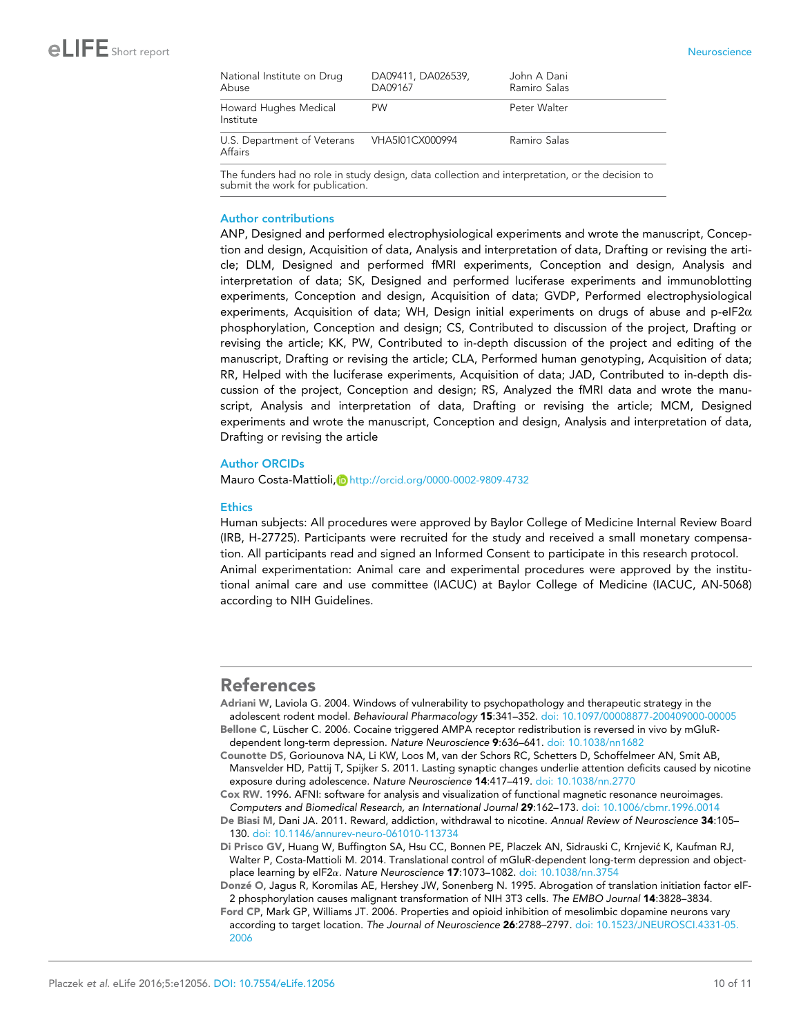| National Institute on Drug Abuse | DA09411, DA026539, DA09167 | John A Dani Ramiro Salas |
| --- | --- | --- |
| Howard Hughes Medical Institute | PW | Peter Walter |
| U.S. Department of Veterans Affairs | VHA5I01CX000994 | Ramiro Salas |

The funders had no role in study design, data collection and interpretation, or the decision to submit the work for publication.

### Author contributions

ANP, Designed and performed electrophysiological experiments and wrote the manuscript, Conception and design, Acquisition of data, Analysis and interpretation of data, Drafting or revising the article; DLM, Designed and performed fMRI experiments, Conception and design, Analysis and interpretation of data; SK, Designed and performed luciferase experiments and immunoblotting experiments, Conception and design, Acquisition of data; GVDP, Performed electrophysiological experiments, Acquisition of data; WH, Design initial experiments on drugs of abuse and p-eIF2α phosphorylation, Conception and design; CS, Contributed to discussion of the project, Drafting or revising the article; KK, PW, Contributed to in-depth discussion of the project and editing of the manuscript, Drafting or revising the article; CLA, Performed human genotyping, Acquisition of data; RR, Helped with the luciferase experiments, Acquisition of data; JAD, Contributed to in-depth discussion of the project, Conception and design; RS, Analyzed the fMRI data and wrote the manuscript, Analysis and interpretation of data, Drafting or revising the article; MCM, Designed experiments and wrote the manuscript, Conception and design, Analysis and interpretation of data, Drafting or revising the article

### Author ORCIDs

Mauro Costa-Mattioli, http://orcid.org/0000-0002-9809-4732

### Ethics

Human subjects: All procedures were approved by Baylor College of Medicine Internal Review Board (IRB, H-27725). Participants were recruited for the study and received a small monetary compensation. All participants read and signed an Informed Consent to participate in this research protocol.

Animal experimentation: Animal care and experimental procedures were approved by the institutional animal care and use committee (IACUC) at Baylor College of Medicine (IACUC, AN-5068) according to NIH Guidelines.

## References

Adriani W, Laviola G. 2004. Windows of vulnerability to psychopathology and therapeutic strategy in the adolescent rodent model. *Behavioural Pharmacology* **15**:341–352. doi: 10.1097/00008877-200409000-00005

Bellone C, Lüscher C. 2006. Cocaine triggered AMPA receptor redistribution is reversed in vivo by mGluR-dependent long-term depression. *Nature Neuroscience* **9**:636–641. doi: 10.1038/nn1682

Counotte DS, Goriounova NA, Li KW, Loos M, van der Schors RC, Schetters D, Schoffelmeer AN, Smit AB, Mansvelder HD, Pattij T, Spijker S. 2011. Lasting synaptic changes underlie attention deficits caused by nicotine exposure during adolescence. *Nature Neuroscience* **14**:417–419. doi: 10.1038/nn.2770

Cox RW. 1996. AFNI: software for analysis and visualization of functional magnetic resonance neuroimages. *Computers and Biomedical Research, an International Journal* **29**:162–173. doi: 10.1006/cbmr.1996.0014

De Biasi M, Dani JA. 2011. Reward, addiction, withdrawal to nicotine. *Annual Review of Neuroscience* **34**:105–130. doi: 10.1146/annurev-neuro-061010-113734

Di Prisco GV, Huang W, Buffington SA, Hsu CC, Bonnen PE, Placzek AN, Sidrauski C, Krnjević K, Kaufman RJ, Walter P, Costa-Mattioli M. 2014. Translational control of mGluR-dependent long-term depression and object-place learning by eIF2α. *Nature Neuroscience* **17**:1073–1082. doi: 10.1038/nn.3754

Donzé O, Jagus R, Koromilas AE, Hershey JW, Sonenberg N. 1995. Abrogation of translation initiation factor eIF-2 phosphorylation causes malignant transformation of NIH 3T3 cells. *The EMBO Journal* **14**:3828–3834.

Ford CP, Mark GP, Williams JT. 2006. Properties and opioid inhibition of mesolimbic dopamine neurons vary according to target location. *The Journal of Neuroscience* **26**:2788–2797. doi: 10.1523/JNEUROSCI.4331-05.2006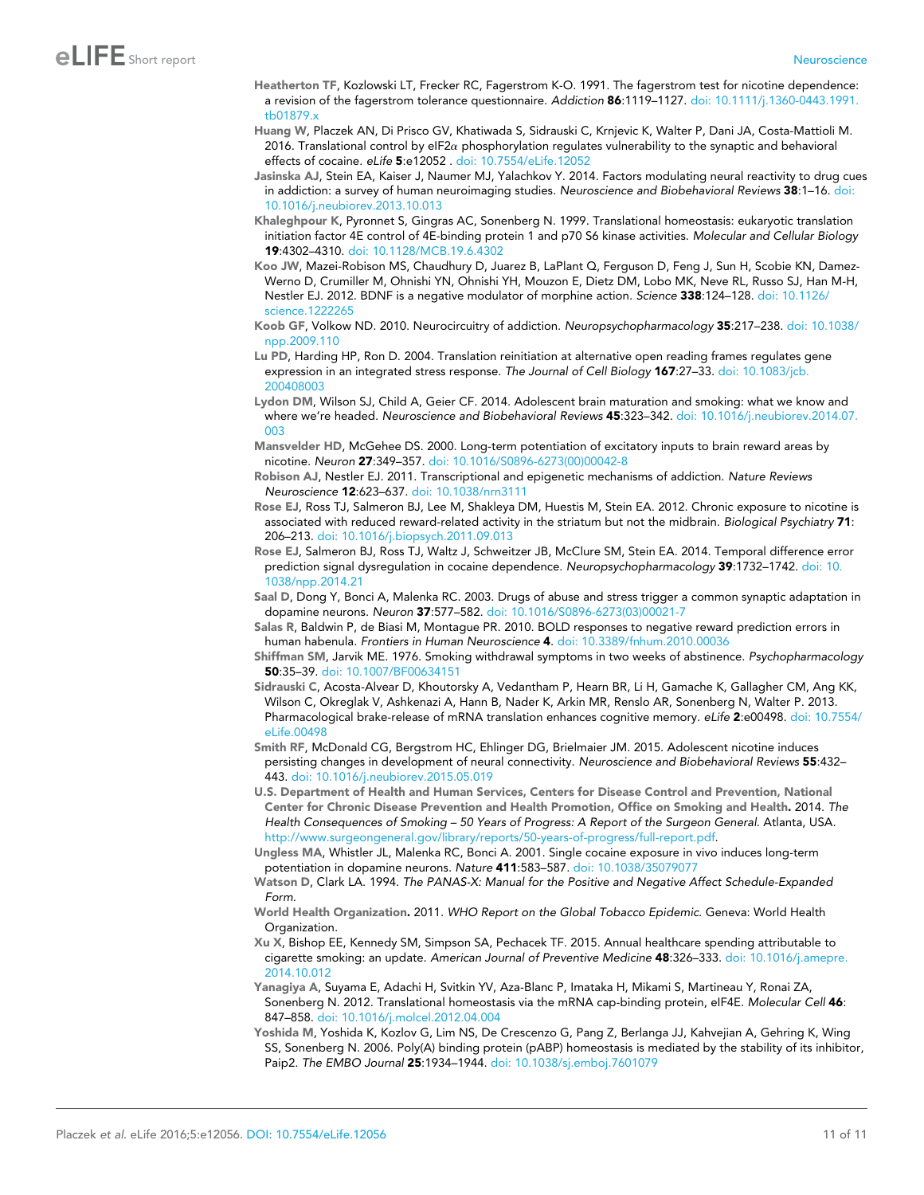**Heatherton TF**, Kozlowski LT, Frecker RC, Fagerstrom K-O. 1991. The fagerstrom test for nicotine dependence: a revision of the fagerstrom tolerance questionnaire. *Addiction* **86**:1119–1127. doi: 10.1111/j.1360-0443.1991.tb01879.x

**Huang W**, Placzek AN, Di Prisco GV, Khatiwada S, Sidrauski C, Krnjevic K, Walter P, Dani JA, Costa-Mattioli M. 2016. Translational control by eIF2α phosphorylation regulates vulnerability to the synaptic and behavioral effects of cocaine. *eLife* **5**:e12052 . doi: 10.7554/eLife.12052

**Jasinska AJ**, Stein EA, Kaiser J, Naumer MJ, Yalachkov Y. 2014. Factors modulating neural reactivity to drug cues in addiction: a survey of human neuroimaging studies. *Neuroscience and Biobehavioral Reviews* **38**:1–16. doi: 10.1016/j.neubiorev.2013.10.013

**Khaleghpour K**, Pyronnet S, Gingras AC, Sonenberg N. 1999. Translational homeostasis: eukaryotic translation initiation factor 4E control of 4E-binding protein 1 and p70 S6 kinase activities. *Molecular and Cellular Biology* **19**:4302–4310. doi: 10.1128/MCB.19.6.4302

**Koo JW**, Mazei-Robison MS, Chaudhury D, Juarez B, LaPlant Q, Ferguson D, Feng J, Sun H, Scobie KN, Damez-Werno D, Crumiller M, Ohnishi YN, Ohnishi YH, Mouzon E, Dietz DM, Lobo MK, Neve RL, Russo SJ, Han M-H, Nestler EJ. 2012. BDNF is a negative modulator of morphine action. *Science* **338**:124–128. doi: 10.1126/science.1222265

**Koob GF**, Volkow ND. 2010. Neurocircuitry of addiction. *Neuropsychopharmacology* **35**:217–238. doi: 10.1038/npp.2009.110

**Lu PD**, Harding HP, Ron D. 2004. Translation reinitiation at alternative open reading frames regulates gene expression in an integrated stress response. *The Journal of Cell Biology* **167**:27–33. doi: 10.1083/jcb.200408003

**Lydon DM**, Wilson SJ, Child A, Geier CF. 2014. Adolescent brain maturation and smoking: what we know and where we're headed. *Neuroscience and Biobehavioral Reviews* **45**:323–342. doi: 10.1016/j.neubiorev.2014.07.003

**Mansvelder HD**, McGehee DS. 2000. Long-term potentiation of excitatory inputs to brain reward areas by nicotine. *Neuron* **27**:349–357. doi: 10.1016/S0896-6273(00)00042-8

**Robison AJ**, Nestler EJ. 2011. Transcriptional and epigenetic mechanisms of addiction. *Nature Reviews Neuroscience* **12**:623–637. doi: 10.1038/nrn3111

**Rose EJ**, Ross TJ, Salmeron BJ, Lee M, Shakleya DM, Huestis M, Stein EA. 2012. Chronic exposure to nicotine is associated with reduced reward-related activity in the striatum but not the midbrain. *Biological Psychiatry* **71**:206–213. doi: 10.1016/j.biopsych.2011.09.013

**Rose EJ**, Salmeron BJ, Ross TJ, Waltz J, Schweitzer JB, McClure SM, Stein EA. 2014. Temporal difference error prediction signal dysregulation in cocaine dependence. *Neuropsychopharmacology* **39**:1732–1742. doi: 10.1038/npp.2014.21

**Saal D**, Dong Y, Bonci A, Malenka RC. 2003. Drugs of abuse and stress trigger a common synaptic adaptation in dopamine neurons. *Neuron* **37**:577–582. doi: 10.1016/S0896-6273(03)00021-7

**Salas R**, Baldwin P, de Biasi M, Montague PR. 2010. BOLD responses to negative reward prediction errors in human habenula. *Frontiers in Human Neuroscience* **4**. doi: 10.3389/fnhum.2010.00036

**Shiffman SM**, Jarvik ME. 1976. Smoking withdrawal symptoms in two weeks of abstinence. *Psychopharmacology* **50**:35–39. doi: 10.1007/BF00634151

**Sidrauski C**, Acosta-Alvear D, Khoutorsky A, Vedantham P, Hearn BR, Li H, Gamache K, Gallagher CM, Ang KK, Wilson C, Okreglak V, Ashkenazi A, Hann B, Nader K, Arkin MR, Renslo AR, Sonenberg N, Walter P. 2013. Pharmacological brake-release of mRNA translation enhances cognitive memory. *eLife* **2**:e00498. doi: 10.7554/eLife.00498

**Smith RF**, McDonald CG, Bergstrom HC, Ehlinger DG, Brielmaier JM. 2015. Adolescent nicotine induces persisting changes in development of neural connectivity. *Neuroscience and Biobehavioral Reviews* **55**:432–443. doi: 10.1016/j.neubiorev.2015.05.019

**U.S. Department of Health and Human Services, Centers for Disease Control and Prevention, National Center for Chronic Disease Prevention and Health Promotion, Office on Smoking and Health**. 2014. *The Health Consequences of Smoking – 50 Years of Progress: A Report of the Surgeon General*. Atlanta, USA. http://www.surgeongeneral.gov/library/reports/50-years-of-progress/full-report.pdf.

**Ungless MA**, Whistler JL, Malenka RC, Bonci A. 2001. Single cocaine exposure in vivo induces long-term potentiation in dopamine neurons. *Nature* **411**:583–587. doi: 10.1038/35079077

**Watson D**, Clark LA. 1994. *The PANAS-X: Manual for the Positive and Negative Affect Schedule-Expanded Form.*

**World Health Organization**. 2011. *WHO Report on the Global Tobacco Epidemic*. Geneva: World Health Organization.

**Xu X**, Bishop EE, Kennedy SM, Simpson SA, Pechacek TF. 2015. Annual healthcare spending attributable to cigarette smoking: an update. *American Journal of Preventive Medicine* **48**:326–333. doi: 10.1016/j.amepre.2014.10.012

**Yanagiya A**, Suyama E, Adachi H, Svitkin YV, Aza-Blanc P, Imataka H, Mikami S, Martineau Y, Ronai ZA, Sonenberg N. 2012. Translational homeostasis via the mRNA cap-binding protein, eIF4E. *Molecular Cell* **46**:847–858. doi: 10.1016/j.molcel.2012.04.004

**Yoshida M**, Yoshida K, Kozlov G, Lim NS, De Crescenzo G, Pang Z, Berlanga JJ, Kahvejian A, Gehring K, Wing SS, Sonenberg N. 2006. Poly(A) binding protein (pABP) homeostasis is mediated by the stability of its inhibitor, Paip2. *The EMBO Journal* **25**:1934–1944. doi: 10.1038/sj.emboj.7601079